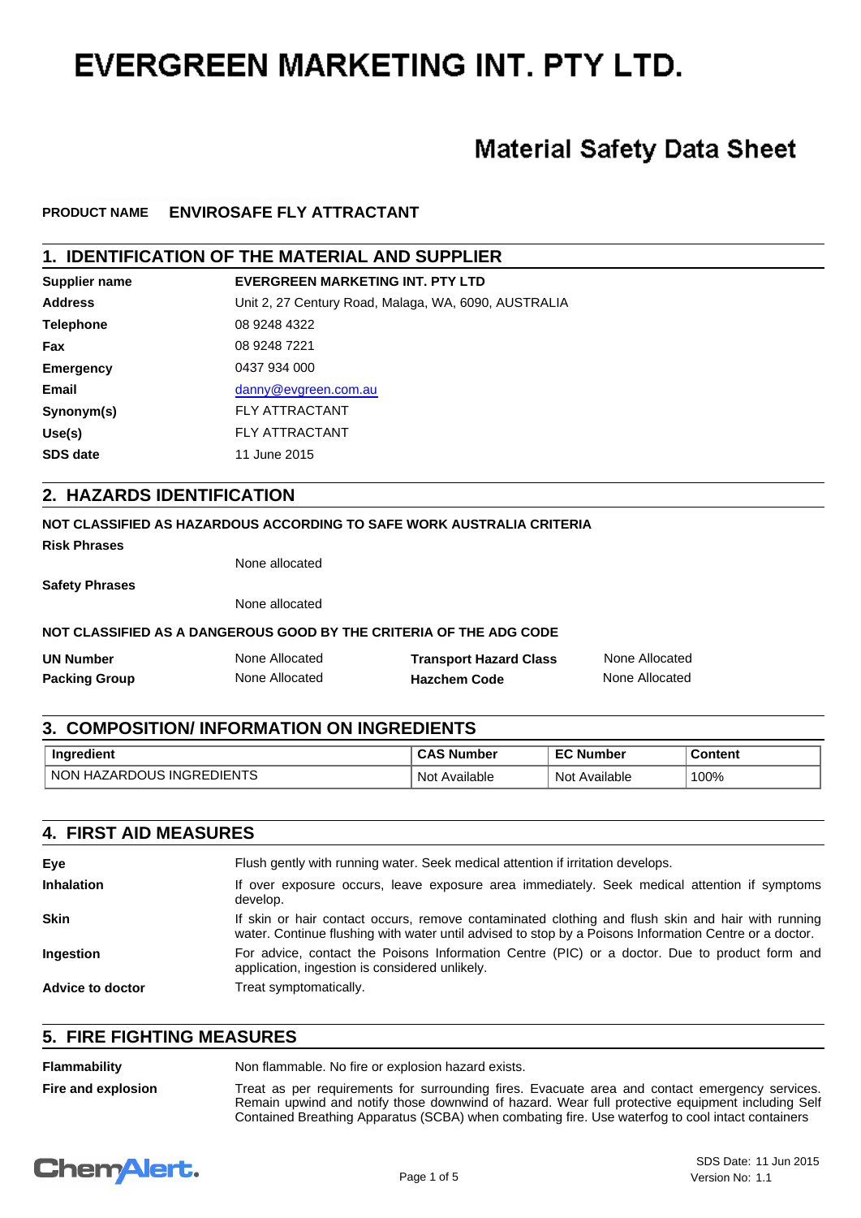# EVERGREEN MARKETING INT. PTY LTD.

## Material Safety Data Sheet

**PRODUCT NAME** **ENVIROSAFE FLY ATTRACTANT**

## 1. IDENTIFICATION OF THE MATERIAL AND SUPPLIER

| | |
|---|---|
| **Supplier name** | **EVERGREEN MARKETING INT. PTY LTD** |
| **Address** | Unit 2, 27 Century Road, Malaga, WA, 6090, AUSTRALIA |
| **Telephone** | 08 9248 4322 |
| **Fax** | 08 9248 7221 |
| **Emergency** | 0437 934 000 |
| **Email** | danny@evgreen.com.au |
| **Synonym(s)** | FLY ATTRACTANT |
| **Use(s)** | FLY ATTRACTANT |
| **SDS date** | 11 June 2015 |

## 2. HAZARDS IDENTIFICATION

**NOT CLASSIFIED AS HAZARDOUS ACCORDING TO SAFE WORK AUSTRALIA CRITERIA**

**Risk Phrases**

None allocated

**Safety Phrases**

None allocated

**NOT CLASSIFIED AS A DANGEROUS GOOD BY THE CRITERIA OF THE ADG CODE**

| | | | |
|---|---|---|---|
| **UN Number** | None Allocated | **Transport Hazard Class** | None Allocated |
| **Packing Group** | None Allocated | **Hazchem Code** | None Allocated |

## 3. COMPOSITION/ INFORMATION ON INGREDIENTS

| Ingredient | CAS Number | EC Number | Content |
|---|---|---|---|
| NON HAZARDOUS INGREDIENTS | Not Available | Not Available | 100% |

## 4. FIRST AID MEASURES

| | |
|---|---|
| **Eye** | Flush gently with running water. Seek medical attention if irritation develops. |
| **Inhalation** | If over exposure occurs, leave exposure area immediately. Seek medical attention if symptoms develop. |
| **Skin** | If skin or hair contact occurs, remove contaminated clothing and flush skin and hair with running water. Continue flushing with water until advised to stop by a Poisons Information Centre or a doctor. |
| **Ingestion** | For advice, contact the Poisons Information Centre (PIC) or a doctor. Due to product form and application, ingestion is considered unlikely. |
| **Advice to doctor** | Treat symptomatically. |

## 5. FIRE FIGHTING MEASURES

| | |
|---|---|
| **Flammability** | Non flammable. No fire or explosion hazard exists. |
| **Fire and explosion** | Treat as per requirements for surrounding fires. Evacuate area and contact emergency services. Remain upwind and notify those downwind of hazard. Wear full protective equipment including Self Contained Breathing Apparatus (SCBA) when combating fire. Use waterfog to cool intact containers |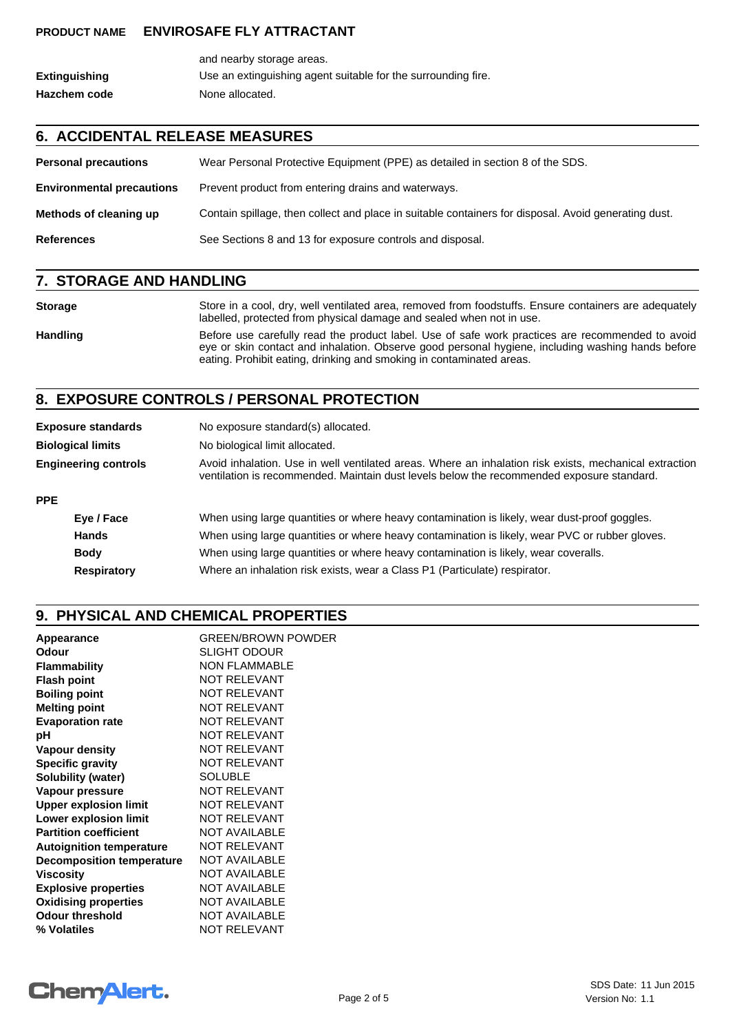| | |
|---|---|
| | and nearby storage areas. |
| **Extinguishing** | Use an extinguishing agent suitable for the surrounding fire. |
| **Hazchem code** | None allocated. |

## 6. ACCIDENTAL RELEASE MEASURES

| | |
|---|---|
| **Personal precautions** | Wear Personal Protective Equipment (PPE) as detailed in section 8 of the SDS. |
| **Environmental precautions** | Prevent product from entering drains and waterways. |
| **Methods of cleaning up** | Contain spillage, then collect and place in suitable containers for disposal. Avoid generating dust. |
| **References** | See Sections 8 and 13 for exposure controls and disposal. |

## 7. STORAGE AND HANDLING

| | |
|---|---|
| **Storage** | Store in a cool, dry, well ventilated area, removed from foodstuffs. Ensure containers are adequately labelled, protected from physical damage and sealed when not in use. |
| **Handling** | Before use carefully read the product label. Use of safe work practices are recommended to avoid eye or skin contact and inhalation. Observe good personal hygiene, including washing hands before eating. Prohibit eating, drinking and smoking in contaminated areas. |

## 8. EXPOSURE CONTROLS / PERSONAL PROTECTION

| | |
|---|---|
| **Exposure standards** | No exposure standard(s) allocated. |
| **Biological limits** | No biological limit allocated. |
| **Engineering controls** | Avoid inhalation. Use in well ventilated areas. Where an inhalation risk exists, mechanical extraction ventilation is recommended. Maintain dust levels below the recommended exposure standard. |

**PPE**

| | |
|---|---|
| **Eye / Face** | When using large quantities or where heavy contamination is likely, wear dust-proof goggles. |
| **Hands** | When using large quantities or where heavy contamination is likely, wear PVC or rubber gloves. |
| **Body** | When using large quantities or where heavy contamination is likely, wear coveralls. |
| **Respiratory** | Where an inhalation risk exists, wear a Class P1 (Particulate) respirator. |

## 9. PHYSICAL AND CHEMICAL PROPERTIES

| | |
|---|---|
| **Appearance** | GREEN/BROWN POWDER |
| **Odour** | SLIGHT ODOUR |
| **Flammability** | NON FLAMMABLE |
| **Flash point** | NOT RELEVANT |
| **Boiling point** | NOT RELEVANT |
| **Melting point** | NOT RELEVANT |
| **Evaporation rate** | NOT RELEVANT |
| **pH** | NOT RELEVANT |
| **Vapour density** | NOT RELEVANT |
| **Specific gravity** | NOT RELEVANT |
| **Solubility (water)** | SOLUBLE |
| **Vapour pressure** | NOT RELEVANT |
| **Upper explosion limit** | NOT RELEVANT |
| **Lower explosion limit** | NOT RELEVANT |
| **Partition coefficient** | NOT AVAILABLE |
| **Autoignition temperature** | NOT RELEVANT |
| **Decomposition temperature** | NOT AVAILABLE |
| **Viscosity** | NOT AVAILABLE |
| **Explosive properties** | NOT AVAILABLE |
| **Oxidising properties** | NOT AVAILABLE |
| **Odour threshold** | NOT AVAILABLE |
| **% Volatiles** | NOT RELEVANT |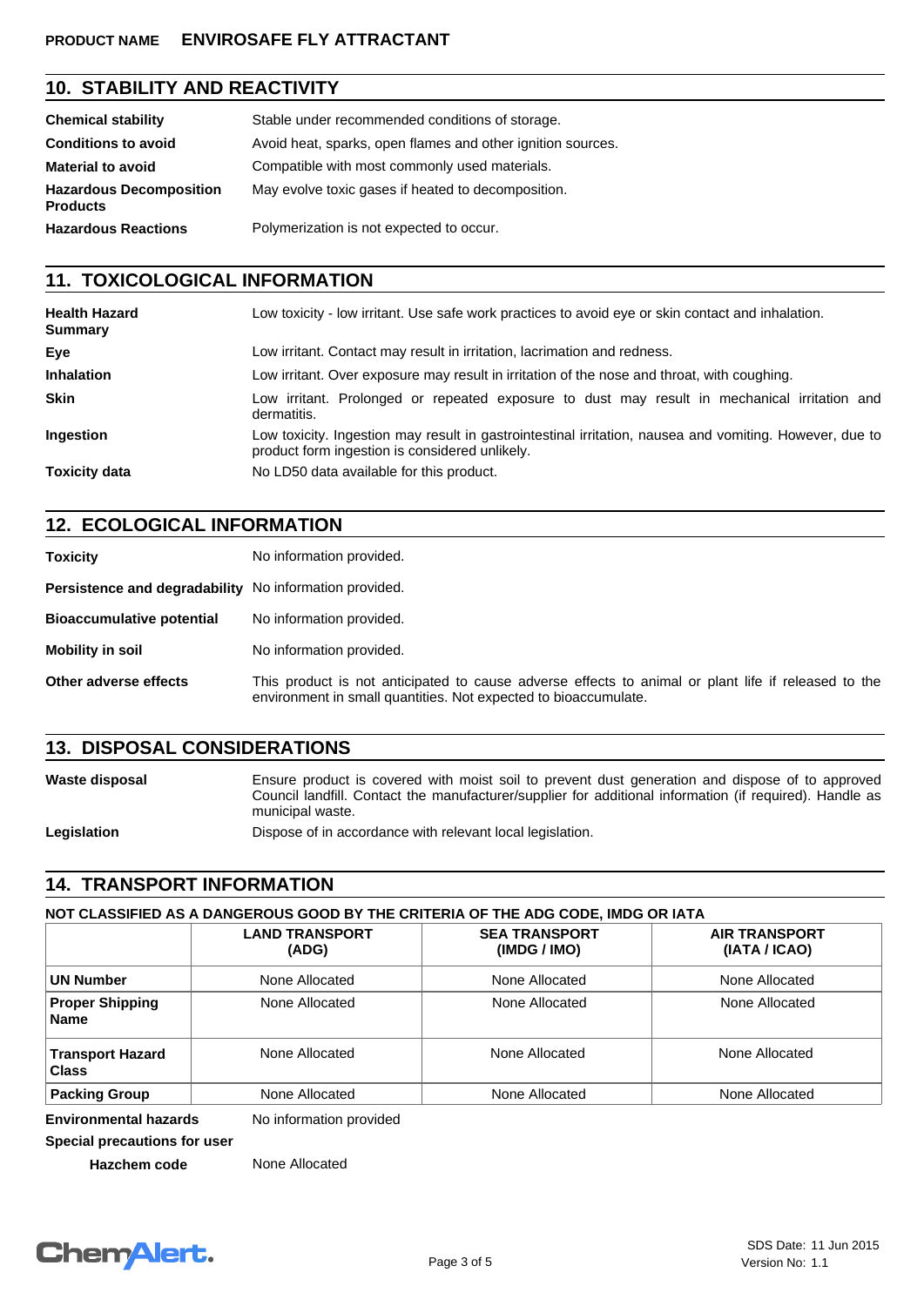**PRODUCT NAME ENVIROSAFE FLY ATTRACTANT**

## 10. STABILITY AND REACTIVITY

| | |
|---|---|
| **Chemical stability** | Stable under recommended conditions of storage. |
| **Conditions to avoid** | Avoid heat, sparks, open flames and other ignition sources. |
| **Material to avoid** | Compatible with most commonly used materials. |
| **Hazardous Decomposition Products** | May evolve toxic gases if heated to decomposition. |
| **Hazardous Reactions** | Polymerization is not expected to occur. |

## 11. TOXICOLOGICAL INFORMATION

| | |
|---|---|
| **Health Hazard Summary** | Low toxicity - low irritant. Use safe work practices to avoid eye or skin contact and inhalation. |
| **Eye** | Low irritant. Contact may result in irritation, lacrimation and redness. |
| **Inhalation** | Low irritant. Over exposure may result in irritation of the nose and throat, with coughing. |
| **Skin** | Low irritant. Prolonged or repeated exposure to dust may result in mechanical irritation and dermatitis. |
| **Ingestion** | Low toxicity. Ingestion may result in gastrointestinal irritation, nausea and vomiting. However, due to product form ingestion is considered unlikely. |
| **Toxicity data** | No LD50 data available for this product. |

## 12. ECOLOGICAL INFORMATION

| | |
|---|---|
| **Toxicity** | No information provided. |
| **Persistence and degradability** | No information provided. |
| **Bioaccumulative potential** | No information provided. |
| **Mobility in soil** | No information provided. |
| **Other adverse effects** | This product is not anticipated to cause adverse effects to animal or plant life if released to the environment in small quantities. Not expected to bioaccumulate. |

## 13. DISPOSAL CONSIDERATIONS

| | |
|---|---|
| **Waste disposal** | Ensure product is covered with moist soil to prevent dust generation and dispose of to approved Council landfill. Contact the manufacturer/supplier for additional information (if required). Handle as municipal waste. |
| **Legislation** | Dispose of in accordance with relevant local legislation. |

## 14. TRANSPORT INFORMATION

**NOT CLASSIFIED AS A DANGEROUS GOOD BY THE CRITERIA OF THE ADG CODE, IMDG OR IATA**

| | LAND TRANSPORT (ADG) | SEA TRANSPORT (IMDG / IMO) | AIR TRANSPORT (IATA / ICAO) |
|---|---|---|---|
| **UN Number** | None Allocated | None Allocated | None Allocated |
| **Proper Shipping Name** | None Allocated | None Allocated | None Allocated |
| **Transport Hazard Class** | None Allocated | None Allocated | None Allocated |
| **Packing Group** | None Allocated | None Allocated | None Allocated |

**Environmental hazards** No information provided

**Special precautions for user**

**Hazchem code** None Allocated

SDS Date: 11 Jun 2015
Version No: 1.1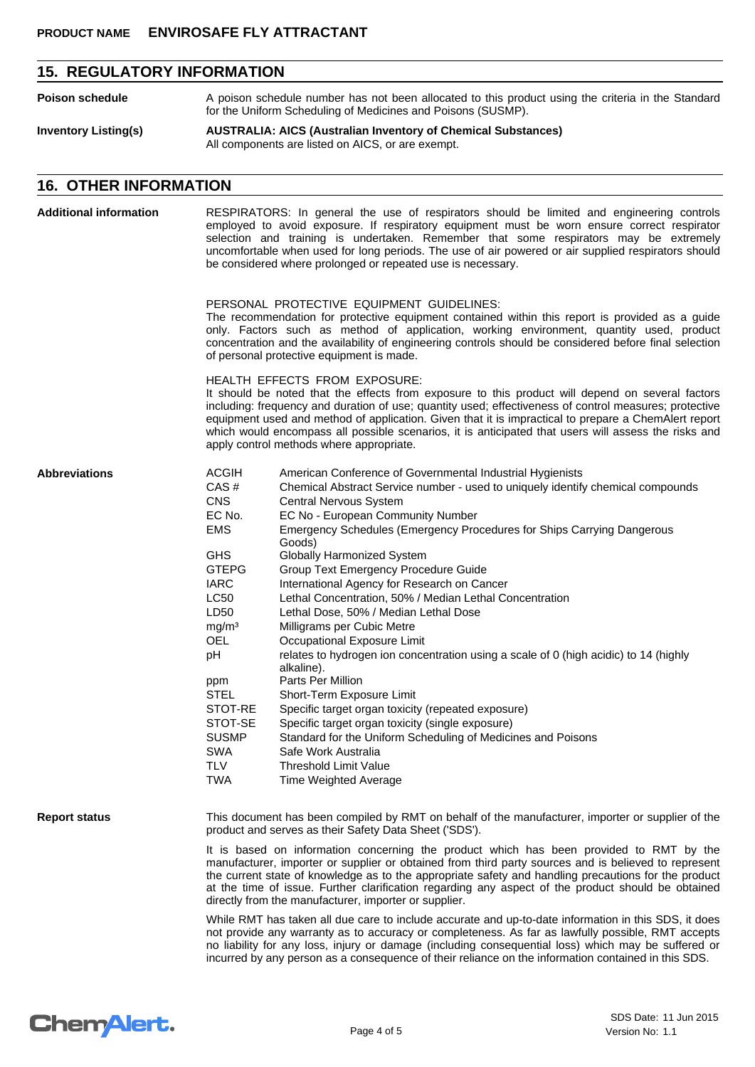**PRODUCT NAME ENVIROSAFE FLY ATTRACTANT**

## 15. REGULATORY INFORMATION

**Poison schedule**

A poison schedule number has not been allocated to this product using the criteria in the Standard for the Uniform Scheduling of Medicines and Poisons (SUSMP).

**Inventory Listing(s)**

**AUSTRALIA: AICS (Australian Inventory of Chemical Substances)**
All components are listed on AICS, or are exempt.

## 16. OTHER INFORMATION

**Additional information**

RESPIRATORS: In general the use of respirators should be limited and engineering controls employed to avoid exposure. If respiratory equipment must be worn ensure correct respirator selection and training is undertaken. Remember that some respirators may be extremely uncomfortable when used for long periods. The use of air powered or air supplied respirators should be considered where prolonged or repeated use is necessary.

PERSONAL PROTECTIVE EQUIPMENT GUIDELINES:
The recommendation for protective equipment contained within this report is provided as a guide only. Factors such as method of application, working environment, quantity used, product concentration and the availability of engineering controls should be considered before final selection of personal protective equipment is made.

HEALTH EFFECTS FROM EXPOSURE:
It should be noted that the effects from exposure to this product will depend on several factors including: frequency and duration of use; quantity used; effectiveness of control measures; protective equipment used and method of application. Given that it is impractical to prepare a ChemAlert report which would encompass all possible scenarios, it is anticipated that users will assess the risks and apply control methods where appropriate.

**Abbreviations**

| | |
|---|---|
| ACGIH | American Conference of Governmental Industrial Hygienists |
| CAS # | Chemical Abstract Service number - used to uniquely identify chemical compounds |
| CNS | Central Nervous System |
| EC No. | EC No - European Community Number |
| EMS | Emergency Schedules (Emergency Procedures for Ships Carrying Dangerous Goods) |
| GHS | Globally Harmonized System |
| GTEPG | Group Text Emergency Procedure Guide |
| IARC | International Agency for Research on Cancer |
| LC50 | Lethal Concentration, 50% / Median Lethal Concentration |
| LD50 | Lethal Dose, 50% / Median Lethal Dose |
| $mg/m^3$ | Milligrams per Cubic Metre |
| OEL | Occupational Exposure Limit |
| pH | relates to hydrogen ion concentration using a scale of 0 (high acidic) to 14 (highly alkaline). |
| ppm | Parts Per Million |
| STEL | Short-Term Exposure Limit |
| STOT-RE | Specific target organ toxicity (repeated exposure) |
| STOT-SE | Specific target organ toxicity (single exposure) |
| SUSMP | Standard for the Uniform Scheduling of Medicines and Poisons |
| SWA | Safe Work Australia |
| TLV | Threshold Limit Value |
| TWA | Time Weighted Average |

**Report status**

This document has been compiled by RMT on behalf of the manufacturer, importer or supplier of the product and serves as their Safety Data Sheet ('SDS').

It is based on information concerning the product which has been provided to RMT by the manufacturer, importer or supplier or obtained from third party sources and is believed to represent the current state of knowledge as to the appropriate safety and handling precautions for the product at the time of issue. Further clarification regarding any aspect of the product should be obtained directly from the manufacturer, importer or supplier.

While RMT has taken all due care to include accurate and up-to-date information in this SDS, it does not provide any warranty as to accuracy or completeness. As far as lawfully possible, RMT accepts no liability for any loss, injury or damage (including consequential loss) which may be suffered or incurred by any person as a consequence of their reliance on the information contained in this SDS.

SDS Date: 11 Jun 2015
Version No: 1.1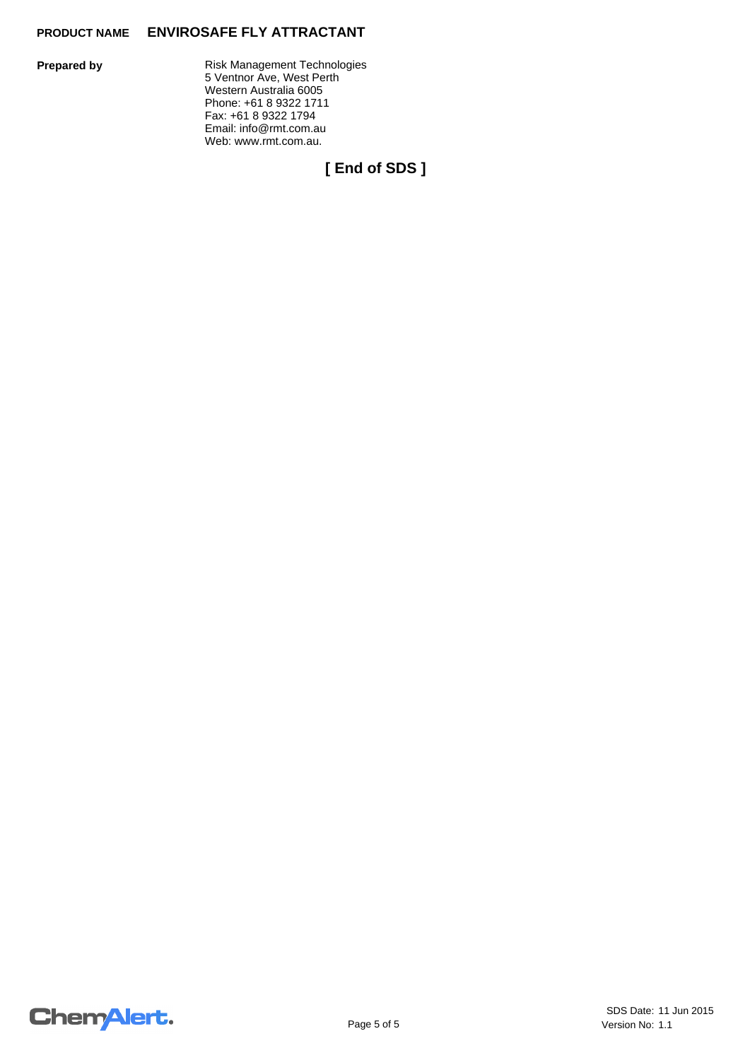**Prepared by**

Risk Management Technologies
5 Ventnor Ave, West Perth
Western Australia 6005
Phone: +61 8 9322 1711
Fax: +61 8 9322 1794
Email: info@rmt.com.au
Web: www.rmt.com.au.

**[ End of SDS ]**